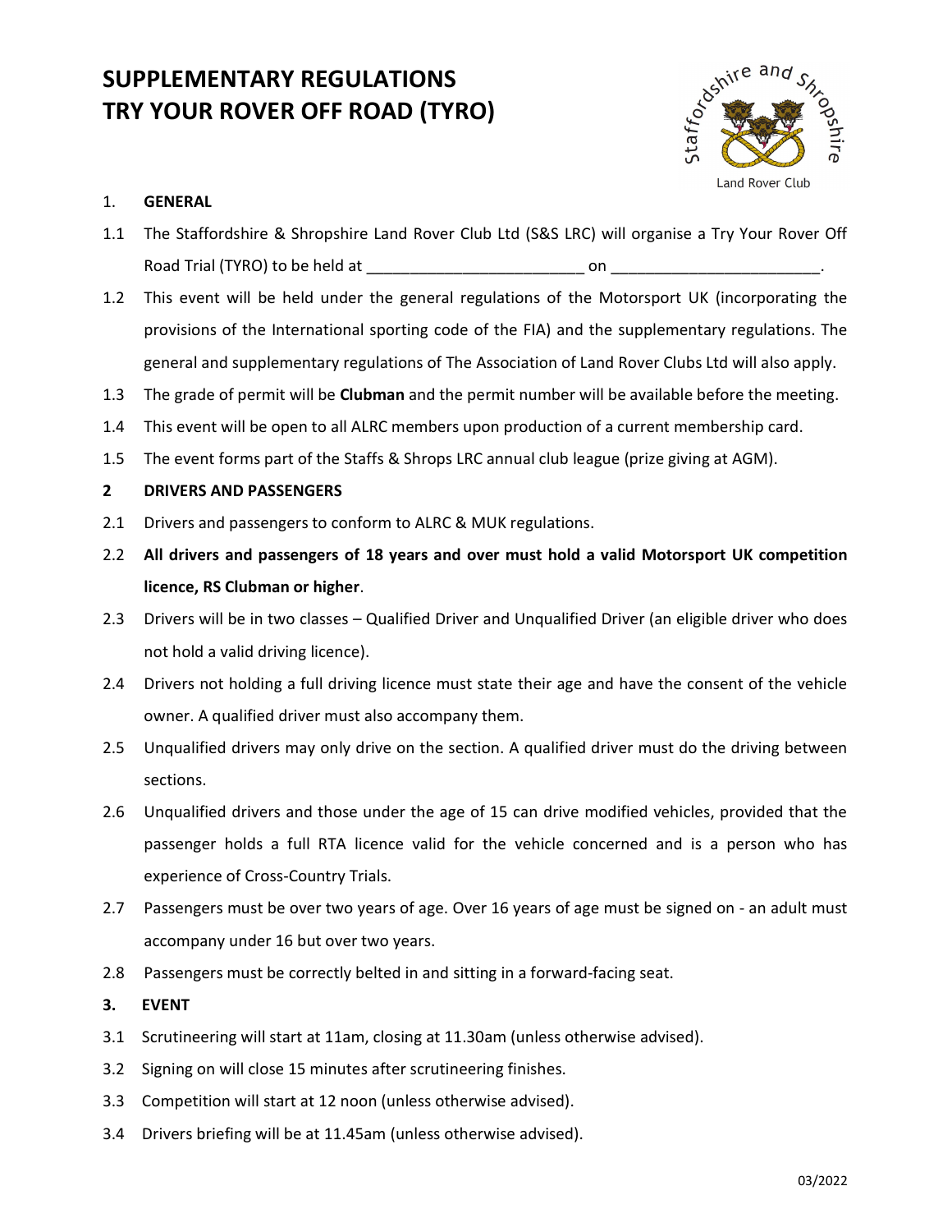# SUPPLEMENTARY REGULATIONS
# TRY YOUR ROVER OFF ROAD (TYRO)

## 1. GENERAL

1.1 The Staffordshire & Shropshire Land Rover Club Ltd (S&S LRC) will organise a Try Your Rover Off Road Trial (TYRO) to be held at ________________________ on ________________________.

1.2 This event will be held under the general regulations of the Motorsport UK (incorporating the provisions of the International sporting code of the FIA) and the supplementary regulations. The general and supplementary regulations of The Association of Land Rover Clubs Ltd will also apply.

1.3 The grade of permit will be **Clubman** and the permit number will be available before the meeting.

1.4 This event will be open to all ALRC members upon production of a current membership card.

1.5 The event forms part of the Staffs & Shrops LRC annual club league (prize giving at AGM).

## 2 DRIVERS AND PASSENGERS

2.1 Drivers and passengers to conform to ALRC & MUK regulations.

2.2 **All drivers and passengers of 18 years and over must hold a valid Motorsport UK competition licence, RS Clubman or higher**.

2.3 Drivers will be in two classes – Qualified Driver and Unqualified Driver (an eligible driver who does not hold a valid driving licence).

2.4 Drivers not holding a full driving licence must state their age and have the consent of the vehicle owner. A qualified driver must also accompany them.

2.5 Unqualified drivers may only drive on the section. A qualified driver must do the driving between sections.

2.6 Unqualified drivers and those under the age of 15 can drive modified vehicles, provided that the passenger holds a full RTA licence valid for the vehicle concerned and is a person who has experience of Cross-Country Trials.

2.7 Passengers must be over two years of age. Over 16 years of age must be signed on - an adult must accompany under 16 but over two years.

2.8 Passengers must be correctly belted in and sitting in a forward-facing seat.

## 3. EVENT

3.1 Scrutineering will start at 11am, closing at 11.30am (unless otherwise advised).

3.2 Signing on will close 15 minutes after scrutineering finishes.

3.3 Competition will start at 12 noon (unless otherwise advised).

3.4 Drivers briefing will be at 11.45am (unless otherwise advised).

03/2022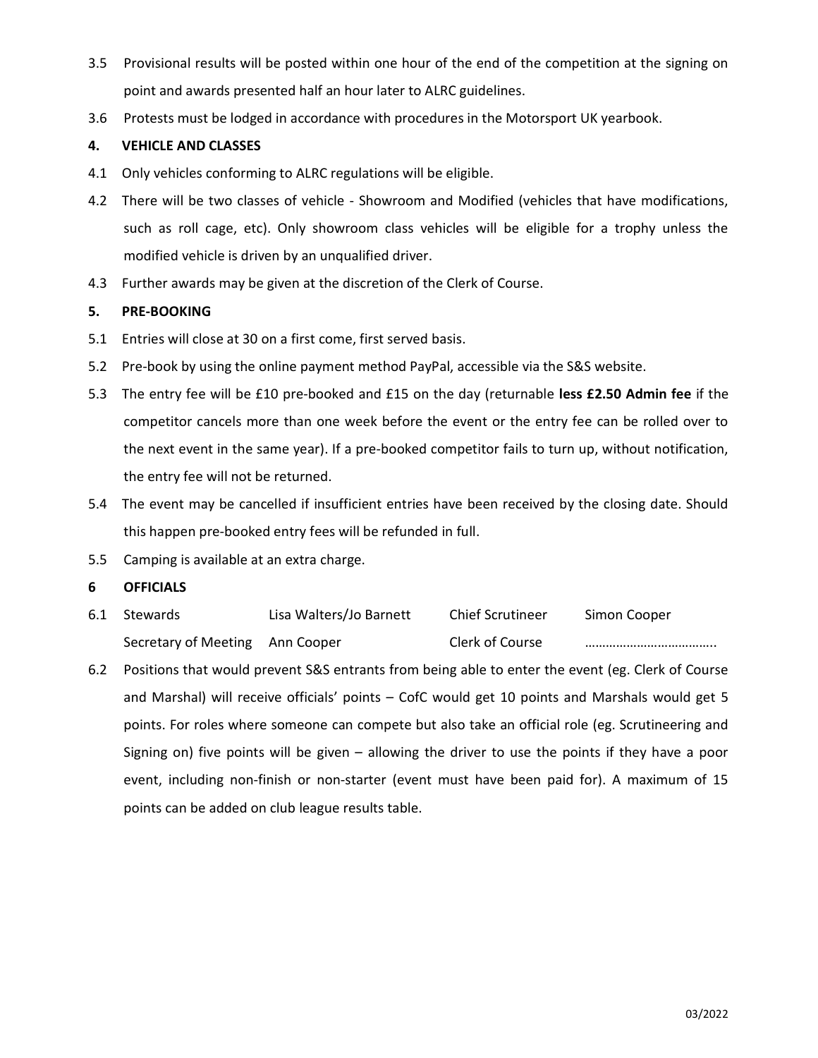3.5 Provisional results will be posted within one hour of the end of the competition at the signing on point and awards presented half an hour later to ALRC guidelines.

3.6 Protests must be lodged in accordance with procedures in the Motorsport UK yearbook.

## 4. VEHICLE AND CLASSES

4.1 Only vehicles conforming to ALRC regulations will be eligible.

4.2 There will be two classes of vehicle - Showroom and Modified (vehicles that have modifications, such as roll cage, etc). Only showroom class vehicles will be eligible for a trophy unless the modified vehicle is driven by an unqualified driver.

4.3 Further awards may be given at the discretion of the Clerk of Course.

## 5. PRE-BOOKING

5.1 Entries will close at 30 on a first come, first served basis.

5.2 Pre-book by using the online payment method PayPal, accessible via the S&S website.

5.3 The entry fee will be £10 pre-booked and £15 on the day (returnable **less £2.50 Admin fee** if the competitor cancels more than one week before the event or the entry fee can be rolled over to the next event in the same year). If a pre-booked competitor fails to turn up, without notification, the entry fee will not be returned.

5.4 The event may be cancelled if insufficient entries have been received by the closing date. Should this happen pre-booked entry fees will be refunded in full.

5.5 Camping is available at an extra charge.

## 6 OFFICIALS

6.1

| | | | |
|---|---|---|---|
| Stewards | Lisa Walters/Jo Barnett | Chief Scrutineer | Simon Cooper |
| Secretary of Meeting | Ann Cooper | Clerk of Course | ……………………………….. |

6.2 Positions that would prevent S&S entrants from being able to enter the event (eg. Clerk of Course and Marshal) will receive officials' points – CofC would get 10 points and Marshals would get 5 points. For roles where someone can compete but also take an official role (eg. Scrutineering and Signing on) five points will be given – allowing the driver to use the points if they have a poor event, including non-finish or non-starter (event must have been paid for). A maximum of 15 points can be added on club league results table.

03/2022